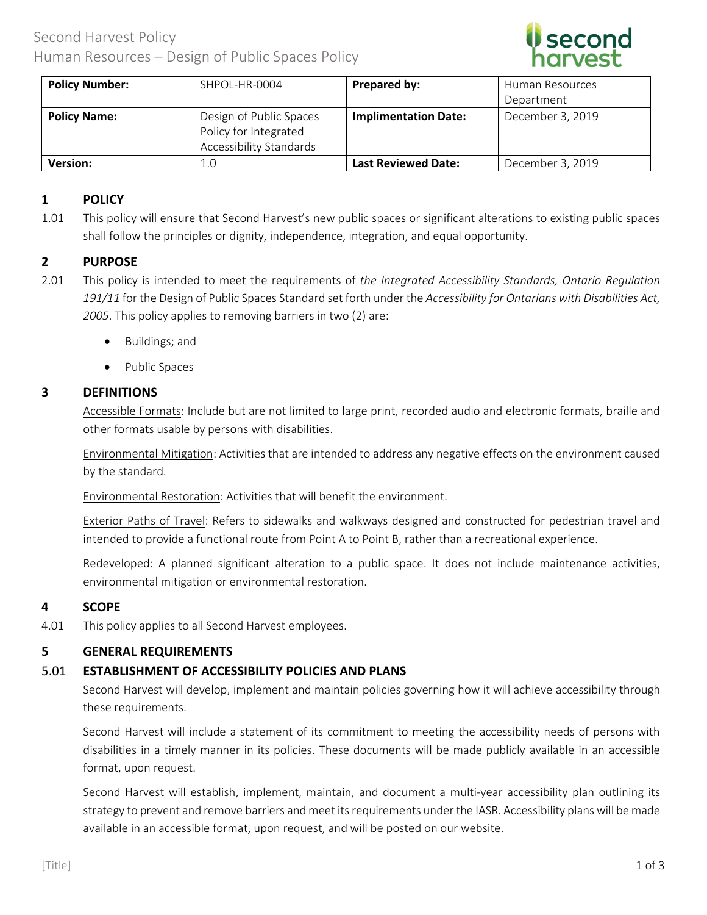# Second Harvest Policy
## Human Resources – Design of Public Spaces Policy

| **Policy Number:** | SHPOL-HR-0004 | **Prepared by:** | Human Resources Department |
|---|---|---|---|
| **Policy Name:** | Design of Public Spaces Policy for Integrated Accessibility Standards | **Implementation Date:** | December 3, 2019 |
| **Version:** | 1.0 | **Last Reviewed Date:** | December 3, 2019 |

## 1 POLICY

1.01 This policy will ensure that Second Harvest's new public spaces or significant alterations to existing public spaces shall follow the principles or dignity, independence, integration, and equal opportunity.

## 2 PURPOSE

2.01 This policy is intended to meet the requirements of *the Integrated Accessibility Standards, Ontario Regulation 191/11* for the Design of Public Spaces Standard set forth under the *Accessibility for Ontarians with Disabilities Act, 2005*. This policy applies to removing barriers in two (2) are:

- Buildings; and
- Public Spaces

## 3 DEFINITIONS

Accessible Formats: Include but are not limited to large print, recorded audio and electronic formats, braille and other formats usable by persons with disabilities.

Environmental Mitigation: Activities that are intended to address any negative effects on the environment caused by the standard.

Environmental Restoration: Activities that will benefit the environment.

Exterior Paths of Travel: Refers to sidewalks and walkways designed and constructed for pedestrian travel and intended to provide a functional route from Point A to Point B, rather than a recreational experience.

Redeveloped: A planned significant alteration to a public space. It does not include maintenance activities, environmental mitigation or environmental restoration.

## 4 SCOPE

4.01 This policy applies to all Second Harvest employees.

## 5 GENERAL REQUIREMENTS

### 5.01 ESTABLISHMENT OF ACCESSIBILITY POLICIES AND PLANS

Second Harvest will develop, implement and maintain policies governing how it will achieve accessibility through these requirements.

Second Harvest will include a statement of its commitment to meeting the accessibility needs of persons with disabilities in a timely manner in its policies. These documents will be made publicly available in an accessible format, upon request.

Second Harvest will establish, implement, maintain, and document a multi-year accessibility plan outlining its strategy to prevent and remove barriers and meet its requirements under the IASR. Accessibility plans will be made available in an accessible format, upon request, and will be posted on our website.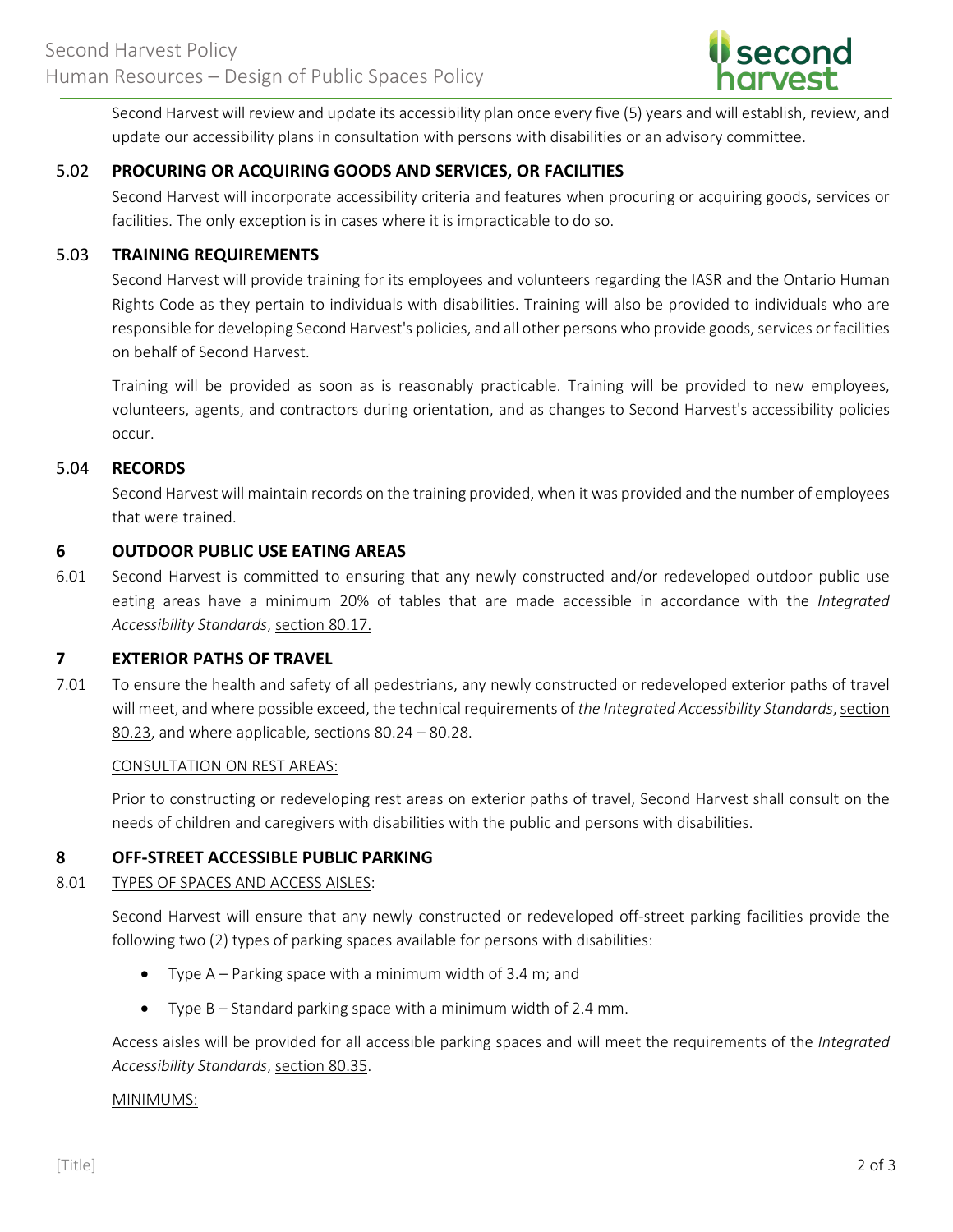Second Harvest will review and update its accessibility plan once every five (5) years and will establish, review, and update our accessibility plans in consultation with persons with disabilities or an advisory committee.

### 5.02 PROCURING OR ACQUIRING GOODS AND SERVICES, OR FACILITIES

Second Harvest will incorporate accessibility criteria and features when procuring or acquiring goods, services or facilities. The only exception is in cases where it is impracticable to do so.

### 5.03 TRAINING REQUIREMENTS

Second Harvest will provide training for its employees and volunteers regarding the IASR and the Ontario Human Rights Code as they pertain to individuals with disabilities. Training will also be provided to individuals who are responsible for developing Second Harvest's policies, and all other persons who provide goods, services or facilities on behalf of Second Harvest.

Training will be provided as soon as is reasonably practicable. Training will be provided to new employees, volunteers, agents, and contractors during orientation, and as changes to Second Harvest's accessibility policies occur.

### 5.04 RECORDS

Second Harvest will maintain records on the training provided, when it was provided and the number of employees that were trained.

## 6 OUTDOOR PUBLIC USE EATING AREAS

6.01 Second Harvest is committed to ensuring that any newly constructed and/or redeveloped outdoor public use eating areas have a minimum 20% of tables that are made accessible in accordance with the *Integrated Accessibility Standards*, section 80.17.

## 7 EXTERIOR PATHS OF TRAVEL

7.01 To ensure the health and safety of all pedestrians, any newly constructed or redeveloped exterior paths of travel will meet, and where possible exceed, the technical requirements of *the Integrated Accessibility Standards*, section 80.23, and where applicable, sections 80.24 – 80.28.

CONSULTATION ON REST AREAS:

Prior to constructing or redeveloping rest areas on exterior paths of travel, Second Harvest shall consult on the needs of children and caregivers with disabilities with the public and persons with disabilities.

## 8 OFF-STREET ACCESSIBLE PUBLIC PARKING

8.01 TYPES OF SPACES AND ACCESS AISLES:

Second Harvest will ensure that any newly constructed or redeveloped off-street parking facilities provide the following two (2) types of parking spaces available for persons with disabilities:

- Type A – Parking space with a minimum width of 3.4 m; and
- Type B – Standard parking space with a minimum width of 2.4 mm.

Access aisles will be provided for all accessible parking spaces and will meet the requirements of the *Integrated Accessibility Standards*, section 80.35.

MINIMUMS: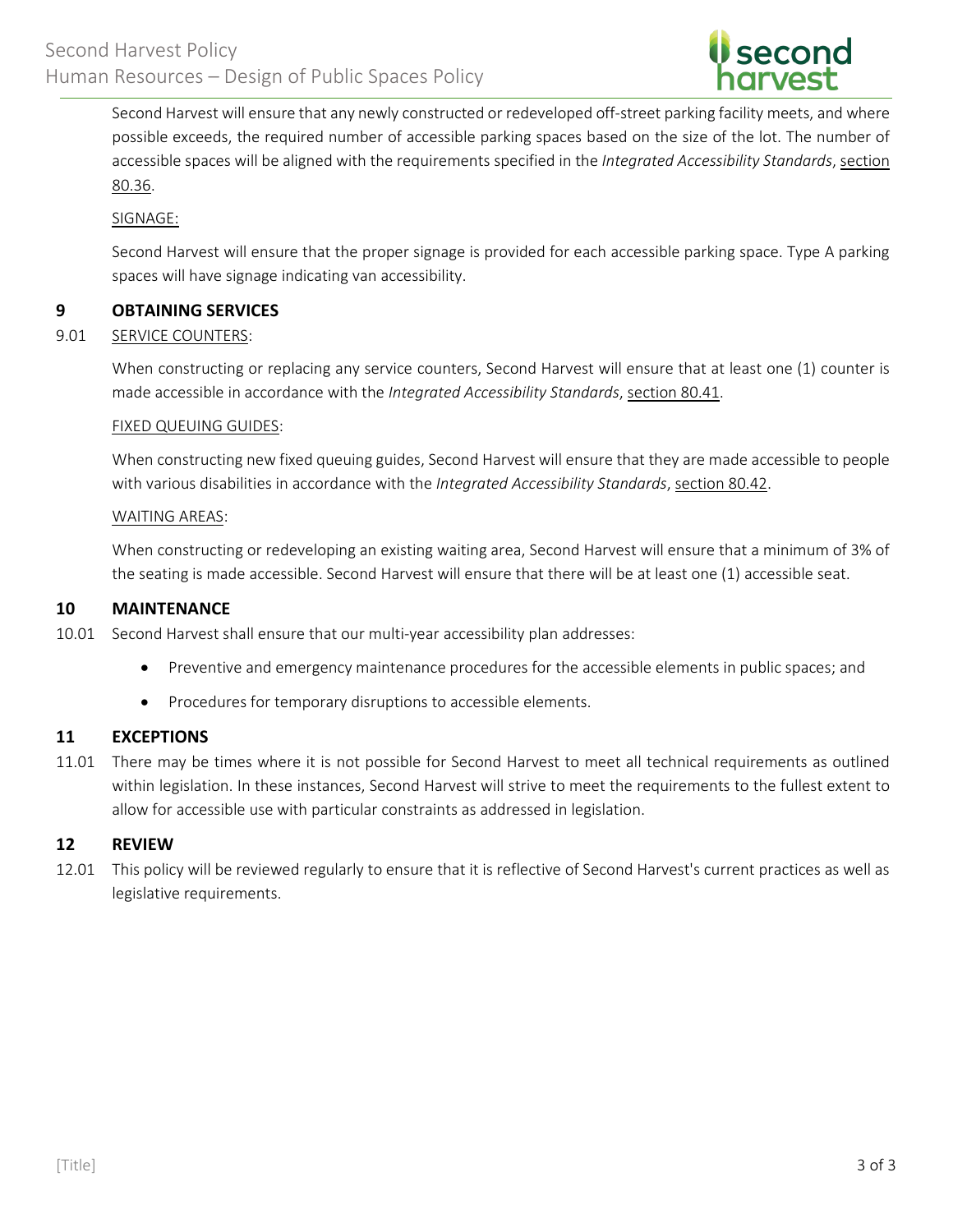Second Harvest will ensure that any newly constructed or redeveloped off-street parking facility meets, and where possible exceeds, the required number of accessible parking spaces based on the size of the lot. The number of accessible spaces will be aligned with the requirements specified in the *Integrated Accessibility Standards*, section 80.36.

SIGNAGE:

Second Harvest will ensure that the proper signage is provided for each accessible parking space. Type A parking spaces will have signage indicating van accessibility.

## 9 OBTAINING SERVICES

9.01 SERVICE COUNTERS:

When constructing or replacing any service counters, Second Harvest will ensure that at least one (1) counter is made accessible in accordance with the *Integrated Accessibility Standards*, section 80.41.

FIXED QUEUING GUIDES:

When constructing new fixed queuing guides, Second Harvest will ensure that they are made accessible to people with various disabilities in accordance with the *Integrated Accessibility Standards*, section 80.42.

WAITING AREAS:

When constructing or redeveloping an existing waiting area, Second Harvest will ensure that a minimum of 3% of the seating is made accessible. Second Harvest will ensure that there will be at least one (1) accessible seat.

## 10 MAINTENANCE

10.01 Second Harvest shall ensure that our multi-year accessibility plan addresses:

- Preventive and emergency maintenance procedures for the accessible elements in public spaces; and
- Procedures for temporary disruptions to accessible elements.

## 11 EXCEPTIONS

11.01 There may be times where it is not possible for Second Harvest to meet all technical requirements as outlined within legislation. In these instances, Second Harvest will strive to meet the requirements to the fullest extent to allow for accessible use with particular constraints as addressed in legislation.

## 12 REVIEW

12.01 This policy will be reviewed regularly to ensure that it is reflective of Second Harvest's current practices as well as legislative requirements.